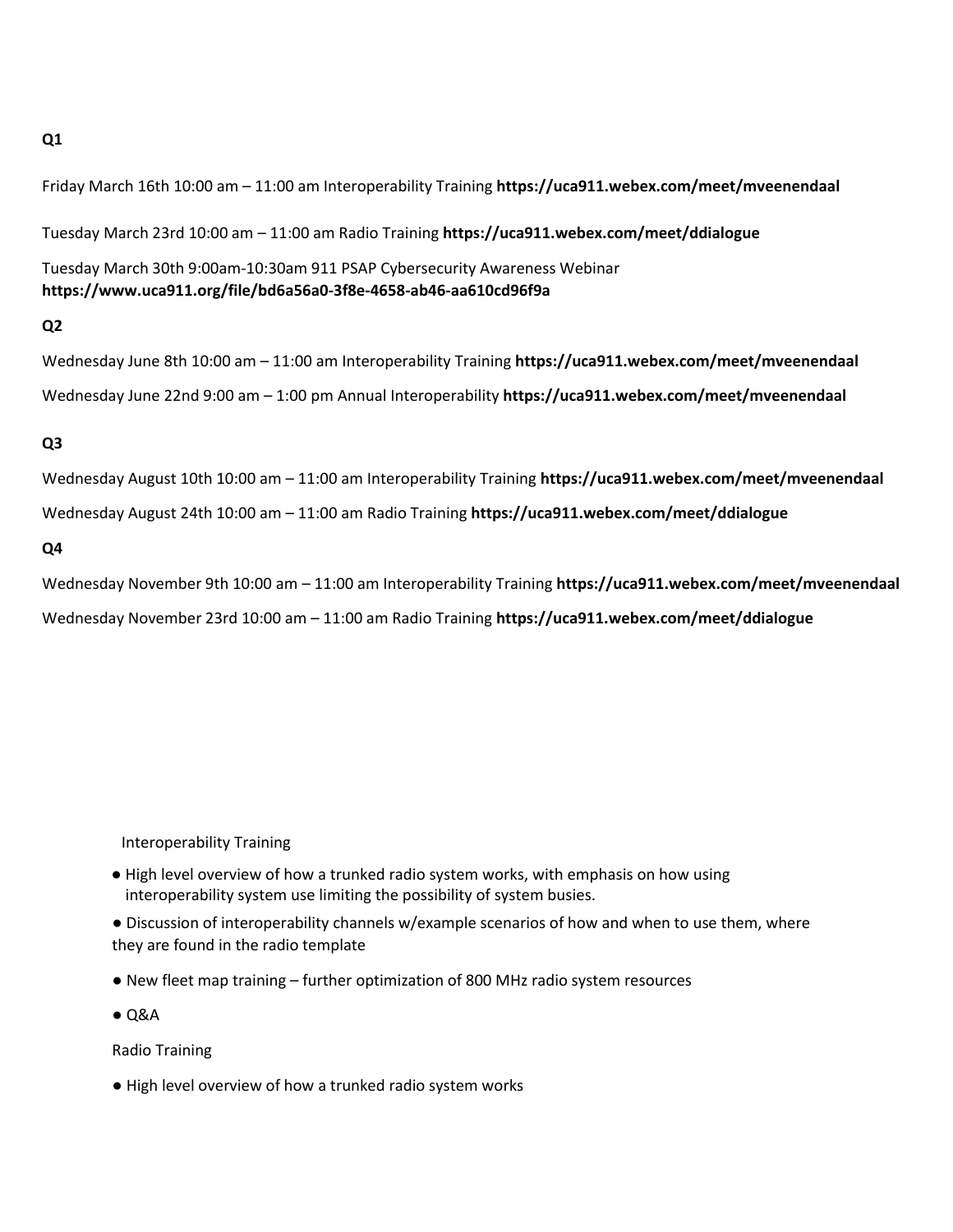**Q1**

Friday March 16th 10:00 am – 11:00 am Interoperability Training **https://uca911.webex.com/meet/mveenendaal**

Tuesday March 23rd 10:00 am – 11:00 am Radio Training **https://uca911.webex.com/meet/ddialogue**

Tuesday March 30th 9:00am-10:30am 911 PSAP Cybersecurity Awareness Webinar **https://www.uca911.org/file/bd6a56a0-3f8e-4658-ab46-aa610cd96f9a**

**Q2**

Wednesday June 8th 10:00 am – 11:00 am Interoperability Training **https://uca911.webex.com/meet/mveenendaal**

Wednesday June 22nd 9:00 am – 1:00 pm Annual Interoperability **https://uca911.webex.com/meet/mveenendaal**

**Q3**

Wednesday August 10th 10:00 am – 11:00 am Interoperability Training **https://uca911.webex.com/meet/mveenendaal**

Wednesday August 24th 10:00 am – 11:00 am Radio Training **https://uca911.webex.com/meet/ddialogue**

**Q4**

Wednesday November 9th 10:00 am – 11:00 am Interoperability Training **https://uca911.webex.com/meet/mveenendaal**

Wednesday November 23rd 10:00 am – 11:00 am Radio Training **https://uca911.webex.com/meet/ddialogue**

Interoperability Training

- High level overview of how a trunked radio system works, with emphasis on how using interoperability system use limiting the possibility of system busies.
- Discussion of interoperability channels w/example scenarios of how and when to use them, where they are found in the radio template
- New fleet map training – further optimization of 800 MHz radio system resources
- Q&A

Radio Training

- High level overview of how a trunked radio system works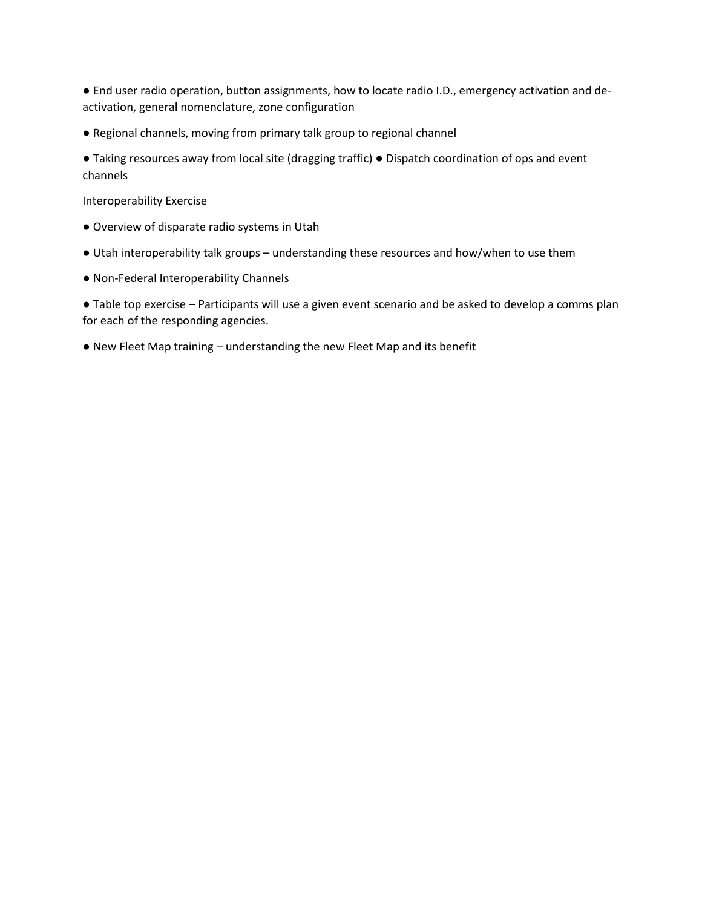- End user radio operation, button assignments, how to locate radio I.D., emergency activation and de-activation, general nomenclature, zone configuration
- Regional channels, moving from primary talk group to regional channel
- Taking resources away from local site (dragging traffic) ● Dispatch coordination of ops and event channels

Interoperability Exercise

- Overview of disparate radio systems in Utah
- Utah interoperability talk groups – understanding these resources and how/when to use them
- Non-Federal Interoperability Channels
- Table top exercise – Participants will use a given event scenario and be asked to develop a comms plan for each of the responding agencies.
- New Fleet Map training – understanding the new Fleet Map and its benefit